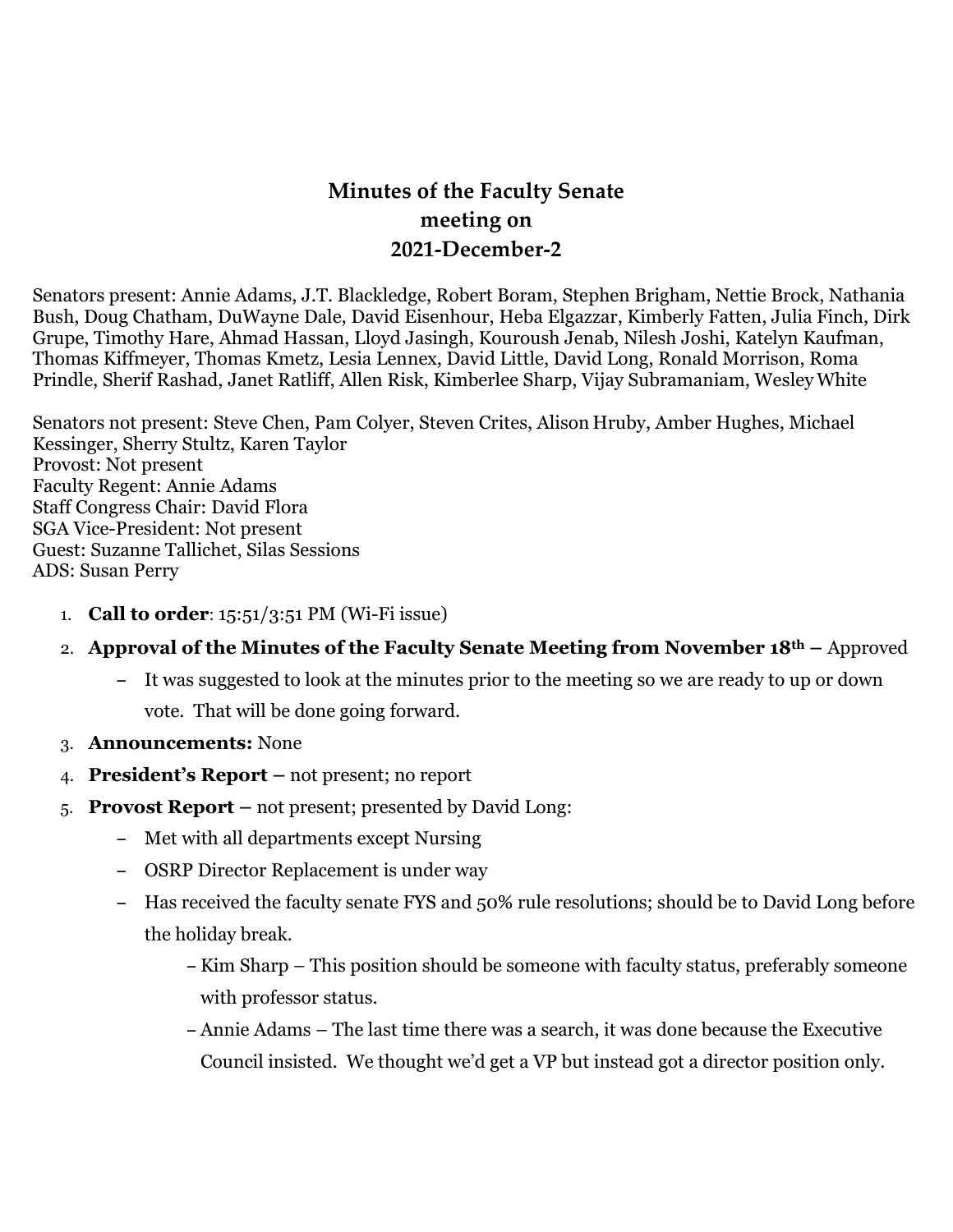# Minutes of the Faculty Senate meeting on 2021-December-2

Senators present: Annie Adams, J.T. Blackledge, Robert Boram, Stephen Brigham, Nettie Brock, Nathania Bush, Doug Chatham, DuWayne Dale, David Eisenhour, Heba Elgazzar, Kimberly Fatten, Julia Finch, Dirk Grupe, Timothy Hare, Ahmad Hassan, Lloyd Jasingh, Kouroush Jenab, Nilesh Joshi, Katelyn Kaufman, Thomas Kiffmeyer, Thomas Kmetz, Lesia Lennex, David Little, David Long, Ronald Morrison, Roma Prindle, Sherif Rashad, Janet Ratliff, Allen Risk, Kimberlee Sharp, Vijay Subramaniam, Wesley White

Senators not present: Steve Chen, Pam Colyer, Steven Crites, Alison Hruby, Amber Hughes, Michael Kessinger, Sherry Stultz, Karen Taylor
Provost: Not present
Faculty Regent: Annie Adams
Staff Congress Chair: David Flora
SGA Vice-President: Not present
Guest: Suzanne Tallichet, Silas Sessions
ADS: Susan Perry

1. **Call to order**: 15:51/3:51 PM (Wi-Fi issue)
2. **Approval of the Minutes of the Faculty Senate Meeting from November 18th –** Approved
   - It was suggested to look at the minutes prior to the meeting so we are ready to up or down vote. That will be done going forward.
3. **Announcements:** None
4. **President's Report –** not present; no report
5. **Provost Report –** not present; presented by David Long:
   - Met with all departments except Nursing
   - OSRP Director Replacement is under way
   - Has received the faculty senate FYS and 50% rule resolutions; should be to David Long before the holiday break.
     - Kim Sharp – This position should be someone with faculty status, preferably someone with professor status.
     - Annie Adams – The last time there was a search, it was done because the Executive Council insisted. We thought we'd get a VP but instead got a director position only.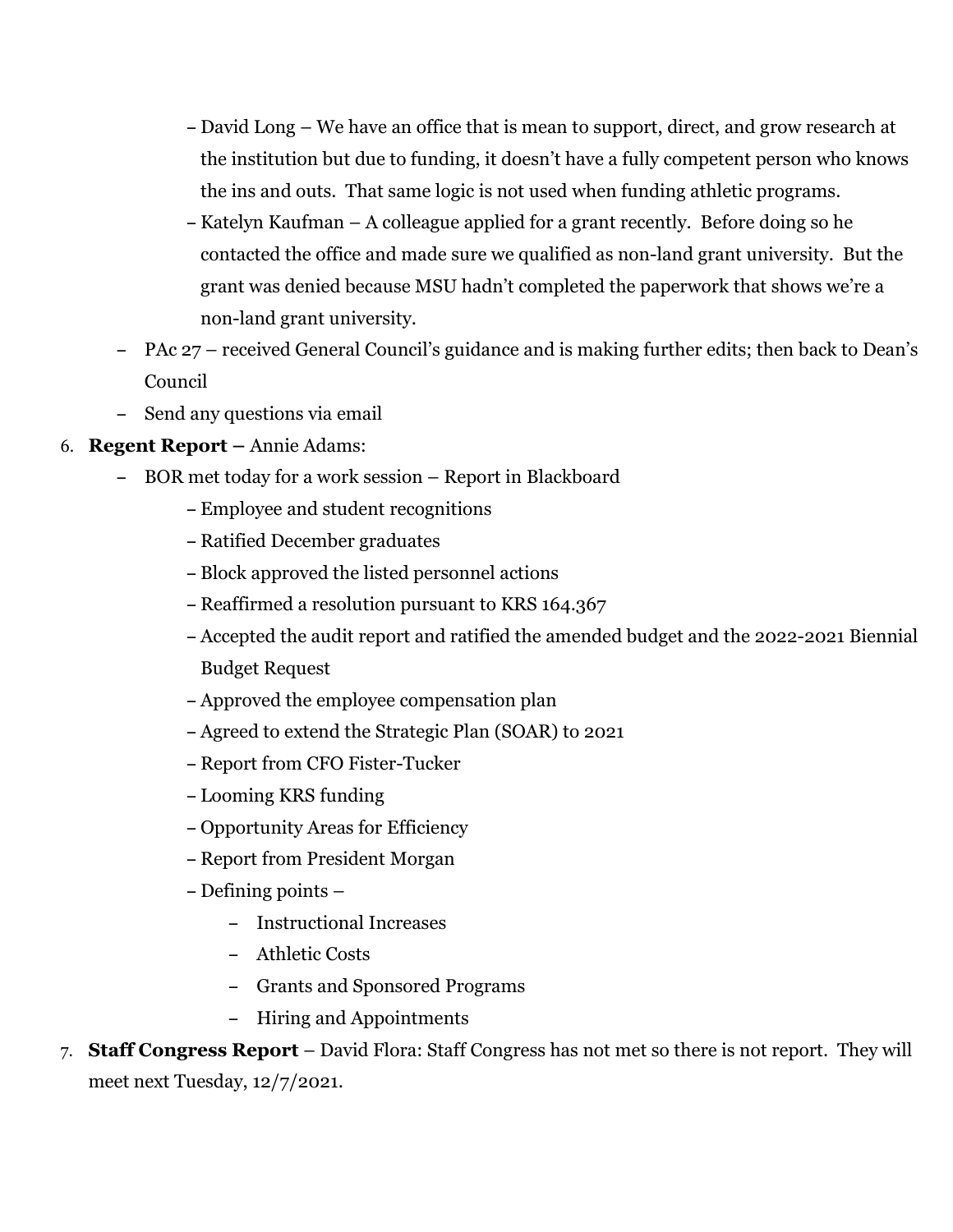- David Long – We have an office that is mean to support, direct, and grow research at the institution but due to funding, it doesn't have a fully competent person who knows the ins and outs. That same logic is not used when funding athletic programs.
    - Katelyn Kaufman – A colleague applied for a grant recently. Before doing so he contacted the office and made sure we qualified as non-land grant university. But the grant was denied because MSU hadn't completed the paperwork that shows we're a non-land grant university.
  - PAc 27 – received General Council's guidance and is making further edits; then back to Dean's Council
  - Send any questions via email

6. **Regent Report –** Annie Adams:
   - BOR met today for a work session – Report in Blackboard
     - Employee and student recognitions
     - Ratified December graduates
     - Block approved the listed personnel actions
     - Reaffirmed a resolution pursuant to KRS 164.367
     - Accepted the audit report and ratified the amended budget and the 2022-2021 Biennial Budget Request
     - Approved the employee compensation plan
     - Agreed to extend the Strategic Plan (SOAR) to 2021
     - Report from CFO Fister-Tucker
     - Looming KRS funding
     - Opportunity Areas for Efficiency
     - Report from President Morgan
     - Defining points –
       - Instructional Increases
       - Athletic Costs
       - Grants and Sponsored Programs
       - Hiring and Appointments

7. **Staff Congress Report** – David Flora: Staff Congress has not met so there is not report. They will meet next Tuesday, 12/7/2021.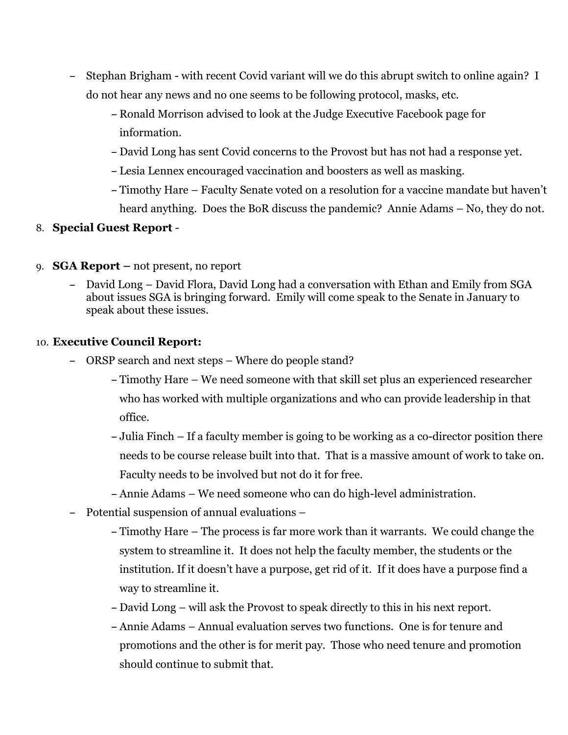- Stephan Brigham - with recent Covid variant will we do this abrupt switch to online again? I do not hear any news and no one seems to be following protocol, masks, etc.
  - Ronald Morrison advised to look at the Judge Executive Facebook page for information.
  - David Long has sent Covid concerns to the Provost but has not had a response yet.
  - Lesia Lennex encouraged vaccination and boosters as well as masking.
  - Timothy Hare – Faculty Senate voted on a resolution for a vaccine mandate but haven't heard anything. Does the BoR discuss the pandemic? Annie Adams – No, they do not.

8. **Special Guest Report** -

9. **SGA Report –** not present, no report
   - David Long – David Flora, David Long had a conversation with Ethan and Emily from SGA about issues SGA is bringing forward. Emily will come speak to the Senate in January to speak about these issues.

10. **Executive Council Report:**
    - ORSP search and next steps – Where do people stand?
      - Timothy Hare – We need someone with that skill set plus an experienced researcher who has worked with multiple organizations and who can provide leadership in that office.
      - Julia Finch – If a faculty member is going to be working as a co-director position there needs to be course release built into that. That is a massive amount of work to take on. Faculty needs to be involved but not do it for free.
      - Annie Adams – We need someone who can do high-level administration.
    - Potential suspension of annual evaluations –
      - Timothy Hare – The process is far more work than it warrants. We could change the system to streamline it. It does not help the faculty member, the students or the institution. If it doesn't have a purpose, get rid of it. If it does have a purpose find a way to streamline it.
      - David Long – will ask the Provost to speak directly to this in his next report.
      - Annie Adams – Annual evaluation serves two functions. One is for tenure and promotions and the other is for merit pay. Those who need tenure and promotion should continue to submit that.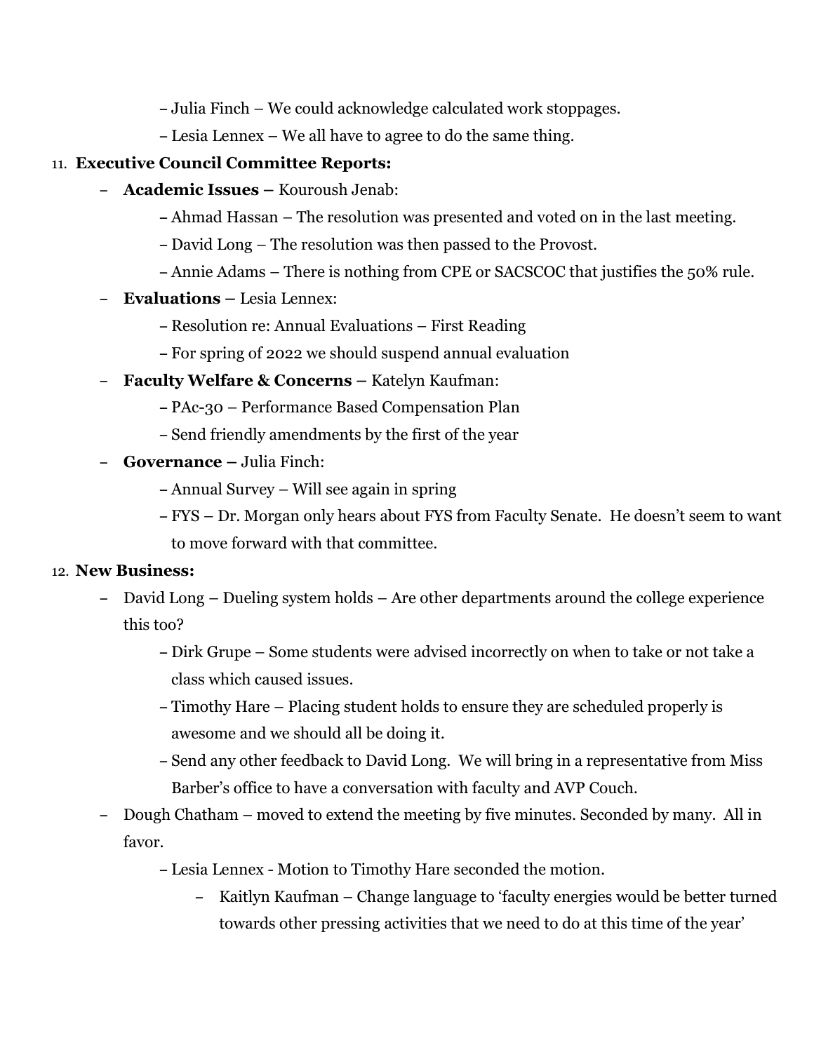– Julia Finch – We could acknowledge calculated work stoppages.

– Lesia Lennex – We all have to agree to do the same thing.

11. **Executive Council Committee Reports:**
    - **Academic Issues –** Kouroush Jenab:
        - Ahmad Hassan – The resolution was presented and voted on in the last meeting.
        - David Long – The resolution was then passed to the Provost.
        - Annie Adams – There is nothing from CPE or SACSCOC that justifies the 50% rule.
    - **Evaluations –** Lesia Lennex:
        - Resolution re: Annual Evaluations – First Reading
        - For spring of 2022 we should suspend annual evaluation
    - **Faculty Welfare & Concerns –** Katelyn Kaufman:
        - PAc-30 – Performance Based Compensation Plan
        - Send friendly amendments by the first of the year
    - **Governance –** Julia Finch:
        - Annual Survey – Will see again in spring
        - FYS – Dr. Morgan only hears about FYS from Faculty Senate. He doesn't seem to want to move forward with that committee.
12. **New Business:**
    - David Long – Dueling system holds – Are other departments around the college experience this too?
        - Dirk Grupe – Some students were advised incorrectly on when to take or not take a class which caused issues.
        - Timothy Hare – Placing student holds to ensure they are scheduled properly is awesome and we should all be doing it.
        - Send any other feedback to David Long. We will bring in a representative from Miss Barber's office to have a conversation with faculty and AVP Couch.
    - Dough Chatham – moved to extend the meeting by five minutes. Seconded by many. All in favor.
        - Lesia Lennex - Motion to Timothy Hare seconded the motion.
            - Kaitlyn Kaufman – Change language to 'faculty energies would be better turned towards other pressing activities that we need to do at this time of the year'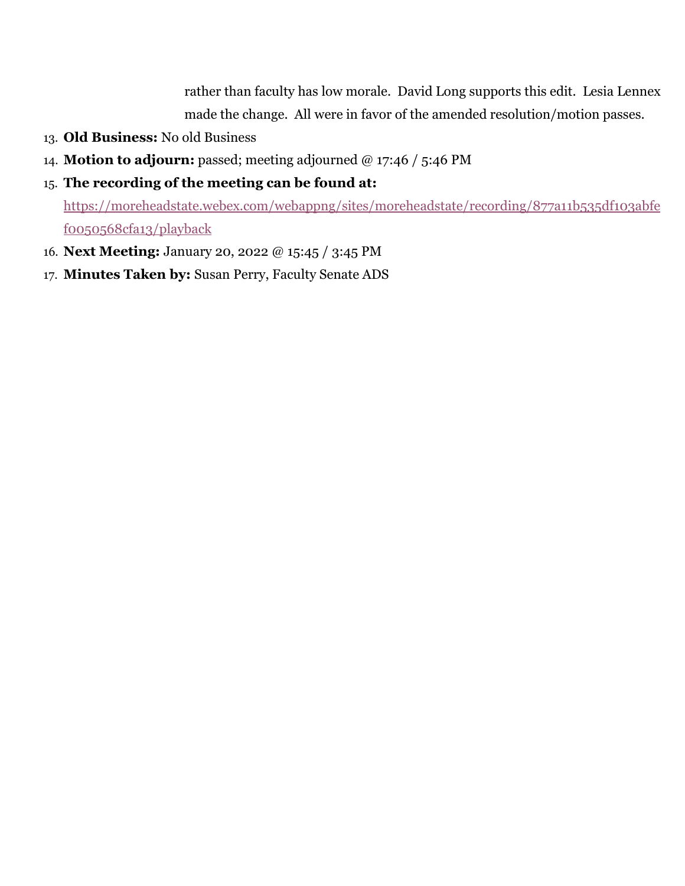rather than faculty has low morale. David Long supports this edit. Lesia Lennex made the change. All were in favor of the amended resolution/motion passes.

13. **Old Business:** No old Business
14. **Motion to adjourn:** passed; meeting adjourned @ 17:46 / 5:46 PM
15. **The recording of the meeting can be found at:** https://moreheadstate.webex.com/webappng/sites/moreheadstate/recording/877a11b535df103abfef0050568cfa13/playback
16. **Next Meeting:** January 20, 2022 @ 15:45 / 3:45 PM
17. **Minutes Taken by:** Susan Perry, Faculty Senate ADS